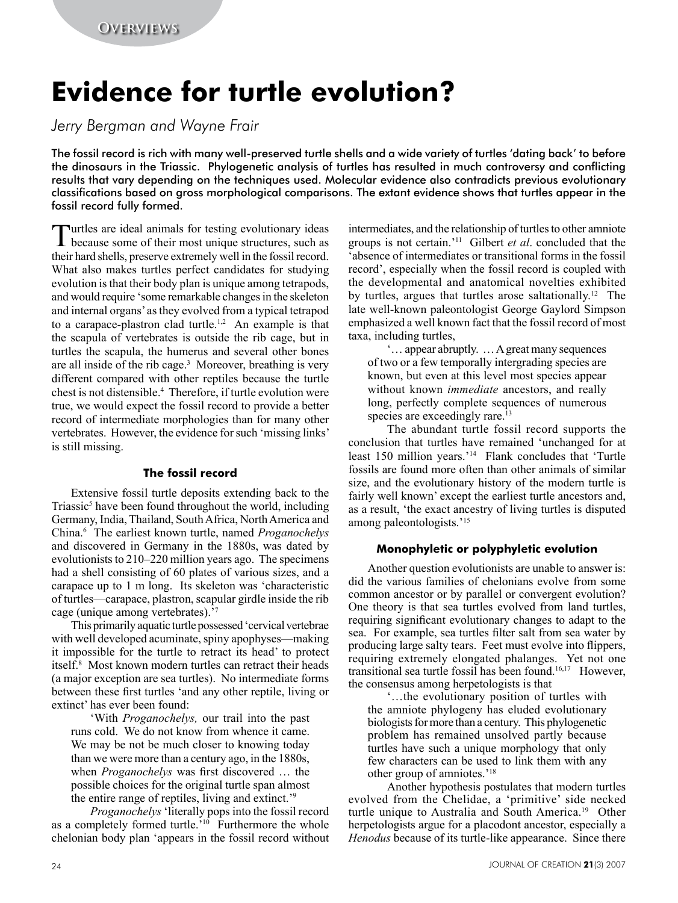# Evidence for turtle evolution?

*Jerry Bergman and Wayne Frair*

The fossil record is rich with many well-preserved turtle shells and a wide variety of turtles 'dating back' to before the dinosaurs in the Triassic. Phylogenetic analysis of turtles has resulted in much controversy and conflicting results that vary depending on the techniques used. Molecular evidence also contradicts previous evolutionary classifications based on gross morphological comparisons. The extant evidence shows that turtles appear in the fossil record fully formed.

Turtles are ideal animals for testing evolutionary ideas because some of their most unique structures, such as their hard shells, preserve extremely well in the fossil record. What also makes turtles perfect candidates for studying evolution is that their body plan is unique among tetrapods, and would require 'some remarkable changes in the skeleton and internal organs' as they evolved from a typical tetrapod to a carapace-plastron clad turtle.[1,2] An example is that the scapula of vertebrates is outside the rib cage, but in turtles the scapula, the humerus and several other bones are all inside of the rib cage.[3] Moreover, breathing is very different compared with other reptiles because the turtle chest is not distensible.[4] Therefore, if turtle evolution were true, we would expect the fossil record to provide a better record of intermediate morphologies than for many other vertebrates. However, the evidence for such 'missing links' is still missing.

### The fossil record

Extensive fossil turtle deposits extending back to the Triassic[5] have been found throughout the world, including Germany, India, Thailand, South Africa, North America and China.[6] The earliest known turtle, named *Proganochelys* and discovered in Germany in the 1880s, was dated by evolutionists to 210–220 million years ago. The specimens had a shell consisting of 60 plates of various sizes, and a carapace up to 1 m long. Its skeleton was 'characteristic of turtles—carapace, plastron, scapular girdle inside the rib cage (unique among vertebrates).'[7]

This primarily aquatic turtle possessed 'cervical vertebrae with well developed acuminate, spiny apophyses—making it impossible for the turtle to retract its head' to protect itself.[8] Most known modern turtles can retract their heads (a major exception are sea turtles). No intermediate forms between these first turtles 'and any other reptile, living or extinct' has ever been found:

> 'With *Proganochelys,* our trail into the past runs cold. We do not know from whence it came. We may be not be much closer to knowing today than we were more than a century ago, in the 1880s, when *Proganochelys* was first discovered … the possible choices for the original turtle span almost the entire range of reptiles, living and extinct.'[9]

*Proganochelys* 'literally pops into the fossil record as a completely formed turtle.'[10] Furthermore the whole chelonian body plan 'appears in the fossil record without intermediates, and the relationship of turtles to other amniote groups is not certain.'[11] Gilbert *et al*. concluded that the 'absence of intermediates or transitional forms in the fossil record', especially when the fossil record is coupled with the developmental and anatomical novelties exhibited by turtles, argues that turtles arose saltationally.[12] The late well-known paleontologist George Gaylord Simpson emphasized a well known fact that the fossil record of most taxa, including turtles,

> '… appear abruptly. … A great many sequences of two or a few temporally intergrading species are known, but even at this level most species appear without known *immediate* ancestors, and really long, perfectly complete sequences of numerous species are exceedingly rare.'[13]

The abundant turtle fossil record supports the conclusion that turtles have remained 'unchanged for at least 150 million years.'[14] Flank concludes that 'Turtle fossils are found more often than other animals of similar size, and the evolutionary history of the modern turtle is fairly well known' except the earliest turtle ancestors and, as a result, 'the exact ancestry of living turtles is disputed among paleontologists.'[15]

### Monophyletic or polyphyletic evolution

Another question evolutionists are unable to answer is: did the various families of chelonians evolve from some common ancestor or by parallel or convergent evolution? One theory is that sea turtles evolved from land turtles, requiring significant evolutionary changes to adapt to the sea. For example, sea turtles filter salt from sea water by producing large salty tears. Feet must evolve into flippers, requiring extremely elongated phalanges. Yet not one transitional sea turtle fossil has been found.[16,17] However, the consensus among herpetologists is that

> '…the evolutionary position of turtles with the amniote phylogeny has eluded evolutionary biologists for more than a century. This phylogenetic problem has remained unsolved partly because turtles have such a unique morphology that only few characters can be used to link them with any other group of amniotes.'[18]

Another hypothesis postulates that modern turtles evolved from the Chelidae, a 'primitive' side necked turtle unique to Australia and South America.[19] Other herpetologists argue for a placodont ancestor, especially a *Henodus* because of its turtle-like appearance. Since there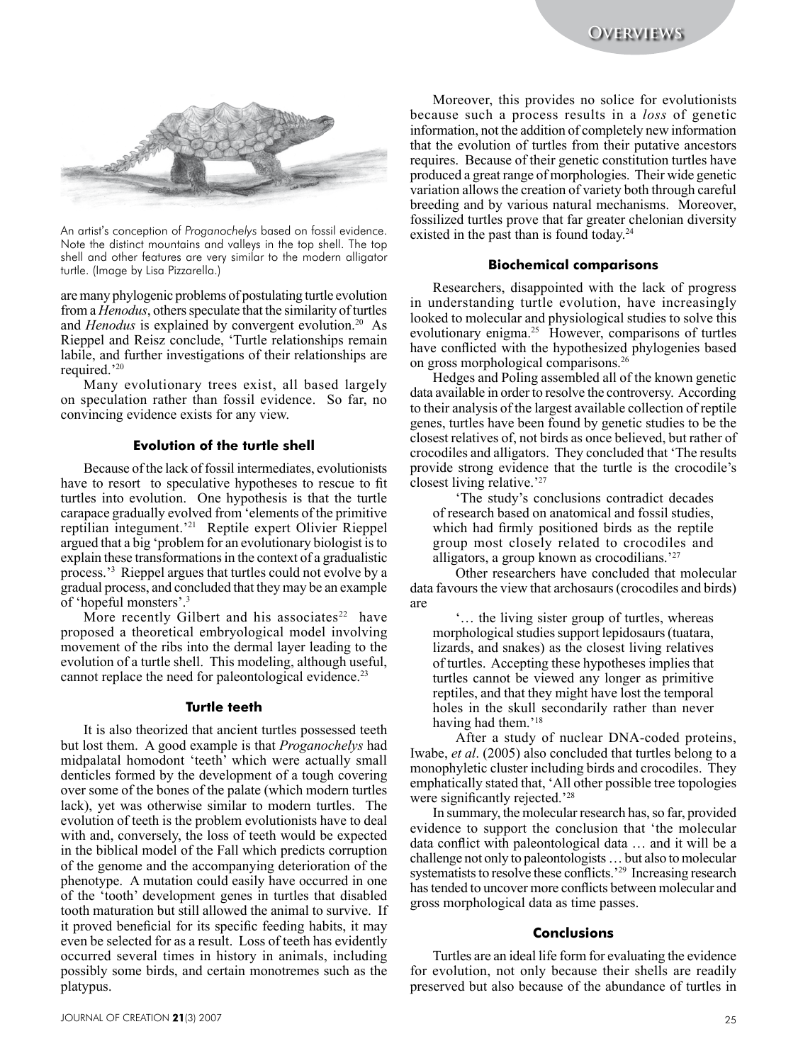An artist's conception of *Proganochelys* based on fossil evidence. Note the distinct mountains and valleys in the top shell. The top shell and other features are very similar to the modern alligator turtle. (Image by Lisa Pizzarella.)

are many phylogenic problems of postulating turtle evolution from a *Henodus*, others speculate that the similarity of turtles and *Henodus* is explained by convergent evolution.[20] As Rieppel and Reisz conclude, 'Turtle relationships remain labile, and further investigations of their relationships are required.'[20]

Many evolutionary trees exist, all based largely on speculation rather than fossil evidence. So far, no convincing evidence exists for any view.

### Evolution of the turtle shell

Because of the lack of fossil intermediates, evolutionists have to resort to speculative hypotheses to rescue to fit turtles into evolution. One hypothesis is that the turtle carapace gradually evolved from 'elements of the primitive reptilian integument.'[21] Reptile expert Olivier Rieppel argued that a big 'problem for an evolutionary biologist is to explain these transformations in the context of a gradualistic process.'[3] Rieppel argues that turtles could not evolve by a gradual process, and concluded that they may be an example of 'hopeful monsters'.[3]

More recently Gilbert and his associates[22] have proposed a theoretical embryological model involving movement of the ribs into the dermal layer leading to the evolution of a turtle shell. This modeling, although useful, cannot replace the need for paleontological evidence.[23]

### Turtle teeth

It is also theorized that ancient turtles possessed teeth but lost them. A good example is that *Proganochelys* had midpalatal homodont 'teeth' which were actually small denticles formed by the development of a tough covering over some of the bones of the palate (which modern turtles lack), yet was otherwise similar to modern turtles. The evolution of teeth is the problem evolutionists have to deal with and, conversely, the loss of teeth would be expected in the biblical model of the Fall which predicts corruption of the genome and the accompanying deterioration of the phenotype. A mutation could easily have occurred in one of the 'tooth' development genes in turtles that disabled tooth maturation but still allowed the animal to survive. If it proved beneficial for its specific feeding habits, it may even be selected for as a result. Loss of teeth has evidently occurred several times in history in animals, including possibly some birds, and certain monotremes such as the platypus.

Moreover, this provides no solice for evolutionists because such a process results in a *loss* of genetic information, not the addition of completely new information that the evolution of turtles from their putative ancestors requires. Because of their genetic constitution turtles have produced a great range of morphologies. Their wide genetic variation allows the creation of variety both through careful breeding and by various natural mechanisms. Moreover, fossilized turtles prove that far greater chelonian diversity existed in the past than is found today.[24]

### Biochemical comparisons

Researchers, disappointed with the lack of progress in understanding turtle evolution, have increasingly looked to molecular and physiological studies to solve this evolutionary enigma.[25] However, comparisons of turtles have conflicted with the hypothesized phylogenies based on gross morphological comparisons.[26]

Hedges and Poling assembled all of the known genetic data available in order to resolve the controversy. According to their analysis of the largest available collection of reptile genes, turtles have been found by genetic studies to be the closest relatives of, not birds as once believed, but rather of crocodiles and alligators. They concluded that 'The results provide strong evidence that the turtle is the crocodile's closest living relative.'[27]

> 'The study's conclusions contradict decades of research based on anatomical and fossil studies, which had firmly positioned birds as the reptile group most closely related to crocodiles and alligators, a group known as crocodilians.'[27]

Other researchers have concluded that molecular data favours the view that archosaurs (crocodiles and birds) are

> '… the living sister group of turtles, whereas morphological studies support lepidosaurs (tuatara, lizards, and snakes) as the closest living relatives of turtles. Accepting these hypotheses implies that turtles cannot be viewed any longer as primitive reptiles, and that they might have lost the temporal holes in the skull secondarily rather than never having had them.'[18]

After a study of nuclear DNA-coded proteins, Iwabe, *et al*. (2005) also concluded that turtles belong to a monophyletic cluster including birds and crocodiles. They emphatically stated that, 'All other possible tree topologies were significantly rejected.'[28]

In summary, the molecular research has, so far, provided evidence to support the conclusion that 'the molecular data conflict with paleontological data … and it will be a challenge not only to paleontologists … but also to molecular systematists to resolve these conflicts.'[29] Increasing research has tended to uncover more conflicts between molecular and gross morphological data as time passes.

### Conclusions

Turtles are an ideal life form for evaluating the evidence for evolution, not only because their shells are readily preserved but also because of the abundance of turtles in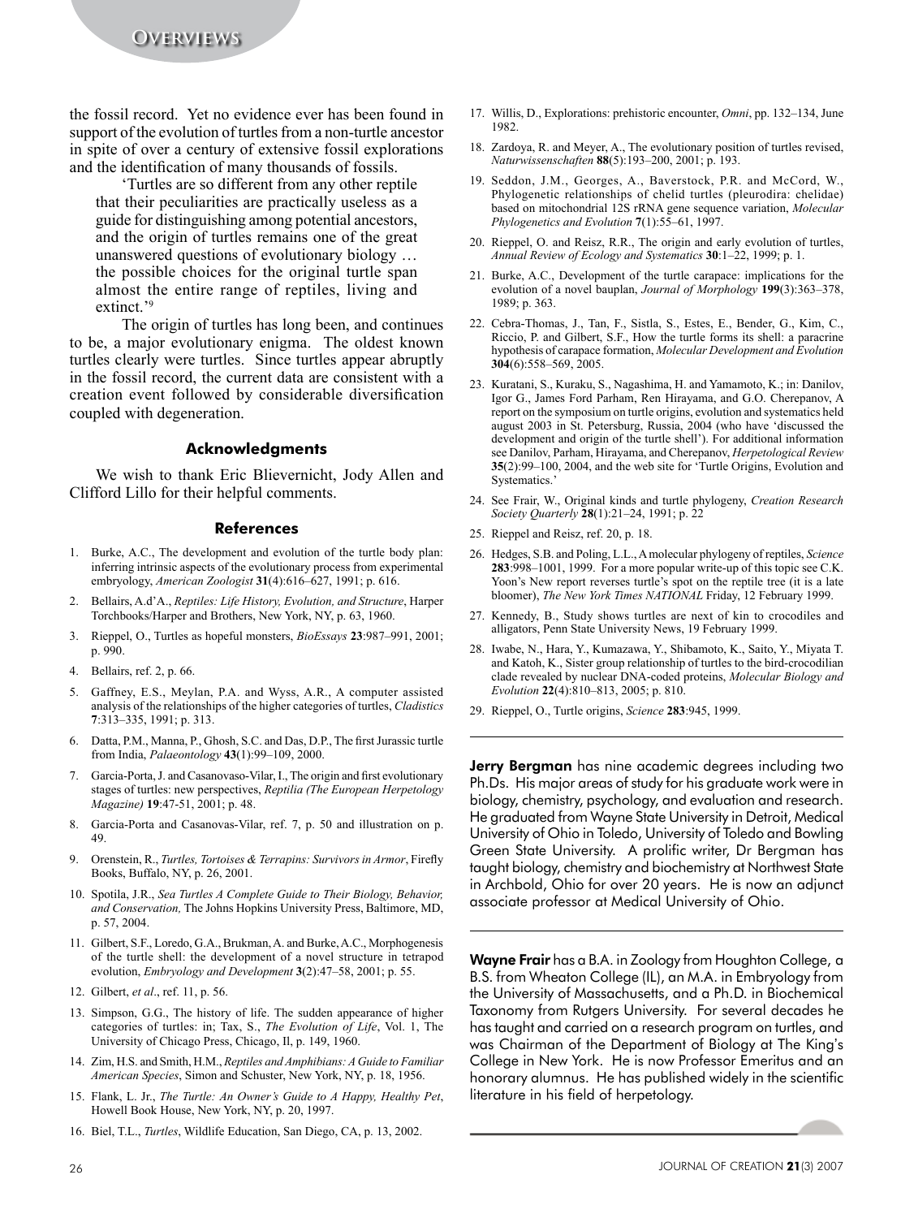the fossil record. Yet no evidence ever has been found in support of the evolution of turtles from a non-turtle ancestor in spite of over a century of extensive fossil explorations and the identification of many thousands of fossils.

> 'Turtles are so different from any other reptile that their peculiarities are practically useless as a guide for distinguishing among potential ancestors, and the origin of turtles remains one of the great unanswered questions of evolutionary biology … the possible choices for the original turtle span almost the entire range of reptiles, living and extinct.'[9]

The origin of turtles has long been, and continues to be, a major evolutionary enigma. The oldest known turtles clearly were turtles. Since turtles appear abruptly in the fossil record, the current data are consistent with a creation event followed by considerable diversification coupled with degeneration.

## Acknowledgments

We wish to thank Eric Blievernicht, Jody Allen and Clifford Lillo for their helpful comments.

## References

1. Burke, A.C., The development and evolution of the turtle body plan: inferring intrinsic aspects of the evolutionary process from experimental embryology, *American Zoologist* **31**(4):616–627, 1991; p. 616.
2. Bellairs, A.d'A., *Reptiles: Life History, Evolution, and Structure*, Harper Torchbooks/Harper and Brothers, New York, NY, p. 63, 1960.
3. Rieppel, O., Turtles as hopeful monsters, *BioEssays* **23**:987–991, 2001; p. 990.
4. Bellairs, ref. 2, p. 66.
5. Gaffney, E.S., Meylan, P.A. and Wyss, A.R., A computer assisted analysis of the relationships of the higher categories of turtles, *Cladistics* **7**:313–335, 1991; p. 313.
6. Datta, P.M., Manna, P., Ghosh, S.C. and Das, D.P., The first Jurassic turtle from India, *Palaeontology* **43**(1):99–109, 2000.
7. Garcia-Porta, J. and Casanovaso-Vilar, I., The origin and first evolutionary stages of turtles: new perspectives, *Reptilia (The European Herpetology Magazine)* **19**:47-51, 2001; p. 48.
8. Garcia-Porta and Casanovas-Vilar, ref. 7, p. 50 and illustration on p. 49.
9. Orenstein, R., *Turtles, Tortoises & Terrapins: Survivors in Armor*, Firefly Books, Buffalo, NY, p. 26, 2001.
10. Spotila, J.R., *Sea Turtles A Complete Guide to Their Biology, Behavior, and Conservation,* The Johns Hopkins University Press, Baltimore, MD, p. 57, 2004.
11. Gilbert, S.F., Loredo, G.A., Brukman, A. and Burke, A.C., Morphogenesis of the turtle shell: the development of a novel structure in tetrapod evolution, *Embryology and Development* **3**(2):47–58, 2001; p. 55.
12. Gilbert, *et al*., ref. 11, p. 56.
13. Simpson, G.G., The history of life. The sudden appearance of higher categories of turtles: in; Tax, S., *The Evolution of Life*, Vol. 1, The University of Chicago Press, Chicago, Il, p. 149, 1960.
14. Zim, H.S. and Smith, H.M., *Reptiles and Amphibians: A Guide to Familiar American Species*, Simon and Schuster, New York, NY, p. 18, 1956.
15. Flank, L. Jr., *The Turtle: An Owner's Guide to A Happy, Healthy Pet*, Howell Book House, New York, NY, p. 20, 1997.
16. Biel, T.L., *Turtles*, Wildlife Education, San Diego, CA, p. 13, 2002.
17. Willis, D., Explorations: prehistoric encounter, *Omni*, pp. 132–134, June 1982.
18. Zardoya, R. and Meyer, A., The evolutionary position of turtles revised, *Naturwissenschaften* **88**(5):193–200, 2001; p. 193.
19. Seddon, J.M., Georges, A., Baverstock, P.R. and McCord, W., Phylogenetic relationships of chelid turtles (pleurodira: chelidae) based on mitochondrial 12S rRNA gene sequence variation, *Molecular Phylogenetics and Evolution* **7**(1):55–61, 1997.
20. Rieppel, O. and Reisz, R.R., The origin and early evolution of turtles, *Annual Review of Ecology and Systematics* **30**:1–22, 1999; p. 1.
21. Burke, A.C., Development of the turtle carapace: implications for the evolution of a novel bauplan, *Journal of Morphology* **199**(3):363–378, 1989; p. 363.
22. Cebra-Thomas, J., Tan, F., Sistla, S., Estes, E., Bender, G., Kim, C., Riccio, P. and Gilbert, S.F., How the turtle forms its shell: a paracrine hypothesis of carapace formation, *Molecular Development and Evolution* **304**(6):558–569, 2005.
23. Kuratani, S., Kuraku, S., Nagashima, H. and Yamamoto, K.; in: Danilov, Igor G., James Ford Parham, Ren Hirayama, and G.O. Cherepanov, A report on the symposium on turtle origins, evolution and systematics held august 2003 in St. Petersburg, Russia, 2004 (who have 'discussed the development and origin of the turtle shell'). For additional information see Danilov, Parham, Hirayama, and Cherepanov, *Herpetological Review* **35**(2):99–100, 2004, and the web site for 'Turtle Origins, Evolution and Systematics.'
24. See Frair, W., Original kinds and turtle phylogeny, *Creation Research Society Quarterly* **28**(1):21–24, 1991; p. 22
25. Rieppel and Reisz, ref. 20, p. 18.
26. Hedges, S.B. and Poling, L.L., A molecular phylogeny of reptiles, *Science* **283**:998–1001, 1999. For a more popular write-up of this topic see C.K. Yoon's New report reverses turtle's spot on the reptile tree (it is a late bloomer), *The New York Times NATIONAL* Friday, 12 February 1999.
27. Kennedy, B., Study shows turtles are next of kin to crocodiles and alligators, Penn State University News, 19 February 1999.
28. Iwabe, N., Hara, Y., Kumazawa, Y., Shibamoto, K., Saito, Y., Miyata T. and Katoh, K., Sister group relationship of turtles to the bird-crocodilian clade revealed by nuclear DNA-coded proteins, *Molecular Biology and Evolution* **22**(4):810–813, 2005; p. 810.
29. Rieppel, O., Turtle origins, *Science* **283**:945, 1999.

---

**Jerry Bergman** has nine academic degrees including two Ph.Ds. His major areas of study for his graduate work were in biology, chemistry, psychology, and evaluation and research. He graduated from Wayne State University in Detroit, Medical University of Ohio in Toledo, University of Toledo and Bowling Green State University. A prolific writer, Dr Bergman has taught biology, chemistry and biochemistry at Northwest State in Archbold, Ohio for over 20 years. He is now an adjunct associate professor at Medical University of Ohio.

---

**Wayne Frair** has a B.A. in Zoology from Houghton College, a B.S. from Wheaton College (IL), an M.A. in Embryology from the University of Massachusetts, and a Ph.D. in Biochemical Taxonomy from Rutgers University. For several decades he has taught and carried on a research program on turtles, and was Chairman of the Department of Biology at The King's College in New York. He is now Professor Emeritus and an honorary alumnus. He has published widely in the scientific literature in his field of herpetology.